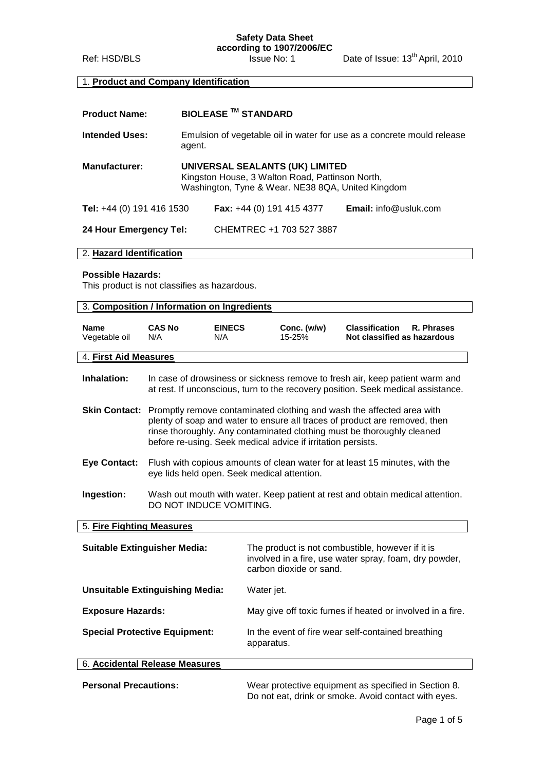**Safety Data Sheet**
**according to 1907/2006/EC**

Ref: HSD/BLS | Issue No: 1 | Date of Issue: 13th April, 2010

## 1. Product and Company Identification

**Product Name:** BIOLEASE ™ STANDARD

**Intended Uses:** Emulsion of vegetable oil in water for use as a concrete mould release agent.

**Manufacturer:** **UNIVERSAL SEALANTS (UK) LIMITED**
Kingston House, 3 Walton Road, Pattinson North,
Washington, Tyne & Wear. NE38 8QA, United Kingdom

**Tel:** +44 (0) 191 416 1530 **Fax:** +44 (0) 191 415 4377 **Email:** info@usluk.com

**24 Hour Emergency Tel:** CHEMTREC +1 703 527 3887

## 2. Hazard Identification

**Possible Hazards:**
This product is not classifies as hazardous.

## 3. Composition / Information on Ingredients

| Name | CAS No | EINECS | Conc. (w/w) | Classification | R. Phrases |
|---|---|---|---|---|---|
| Vegetable oil | N/A | N/A | 15-25% | Not classified as hazardous | |

## 4. First Aid Measures

**Inhalation:** In case of drowsiness or sickness remove to fresh air, keep patient warm and at rest. If unconscious, turn to the recovery position. Seek medical assistance.

**Skin Contact:** Promptly remove contaminated clothing and wash the affected area with plenty of soap and water to ensure all traces of product are removed, then rinse thoroughly. Any contaminated clothing must be thoroughly cleaned before re-using. Seek medical advice if irritation persists.

**Eye Contact:** Flush with copious amounts of clean water for at least 15 minutes, with the eye lids held open. Seek medical attention.

**Ingestion:** Wash out mouth with water. Keep patient at rest and obtain medical attention. DO NOT INDUCE VOMITING.

## 5. Fire Fighting Measures

**Suitable Extinguisher Media:** The product is not combustible, however if it is involved in a fire, use water spray, foam, dry powder, carbon dioxide or sand.

**Unsuitable Extinguishing Media:** Water jet.

**Exposure Hazards:** May give off toxic fumes if heated or involved in a fire.

**Special Protective Equipment:** In the event of fire wear self-contained breathing apparatus.

## 6. Accidental Release Measures

**Personal Precautions:** Wear protective equipment as specified in Section 8. Do not eat, drink or smoke. Avoid contact with eyes.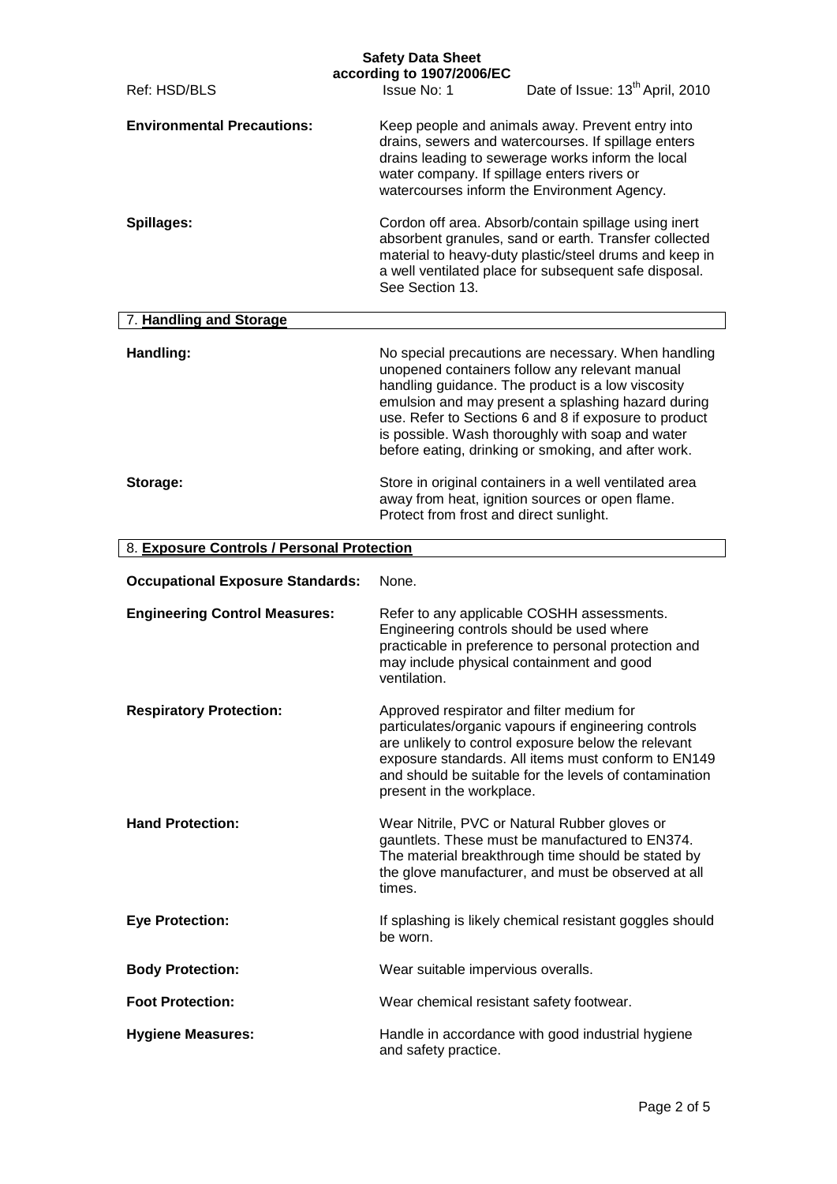**Environmental Precautions:** Keep people and animals away. Prevent entry into drains, sewers and watercourses. If spillage enters drains leading to sewerage works inform the local water company. If spillage enters rivers or watercourses inform the Environment Agency.

**Spillages:** Cordon off area. Absorb/contain spillage using inert absorbent granules, sand or earth. Transfer collected material to heavy-duty plastic/steel drums and keep in a well ventilated place for subsequent safe disposal. See Section 13.

## 7. Handling and Storage

**Handling:** No special precautions are necessary. When handling unopened containers follow any relevant manual handling guidance. The product is a low viscosity emulsion and may present a splashing hazard during use. Refer to Sections 6 and 8 if exposure to product is possible. Wash thoroughly with soap and water before eating, drinking or smoking, and after work.

**Storage:** Store in original containers in a well ventilated area away from heat, ignition sources or open flame. Protect from frost and direct sunlight.

## 8. Exposure Controls / Personal Protection

**Occupational Exposure Standards:** None.

**Engineering Control Measures:** Refer to any applicable COSHH assessments. Engineering controls should be used where practicable in preference to personal protection and may include physical containment and good ventilation.

**Respiratory Protection:** Approved respirator and filter medium for particulates/organic vapours if engineering controls are unlikely to control exposure below the relevant exposure standards. All items must conform to EN149 and should be suitable for the levels of contamination present in the workplace.

**Hand Protection:** Wear Nitrile, PVC or Natural Rubber gloves or gauntlets. These must be manufactured to EN374. The material breakthrough time should be stated by the glove manufacturer, and must be observed at all times.

**Eye Protection:** If splashing is likely chemical resistant goggles should be worn.

**Body Protection:** Wear suitable impervious overalls.

**Foot Protection:** Wear chemical resistant safety footwear.

**Hygiene Measures:** Handle in accordance with good industrial hygiene and safety practice.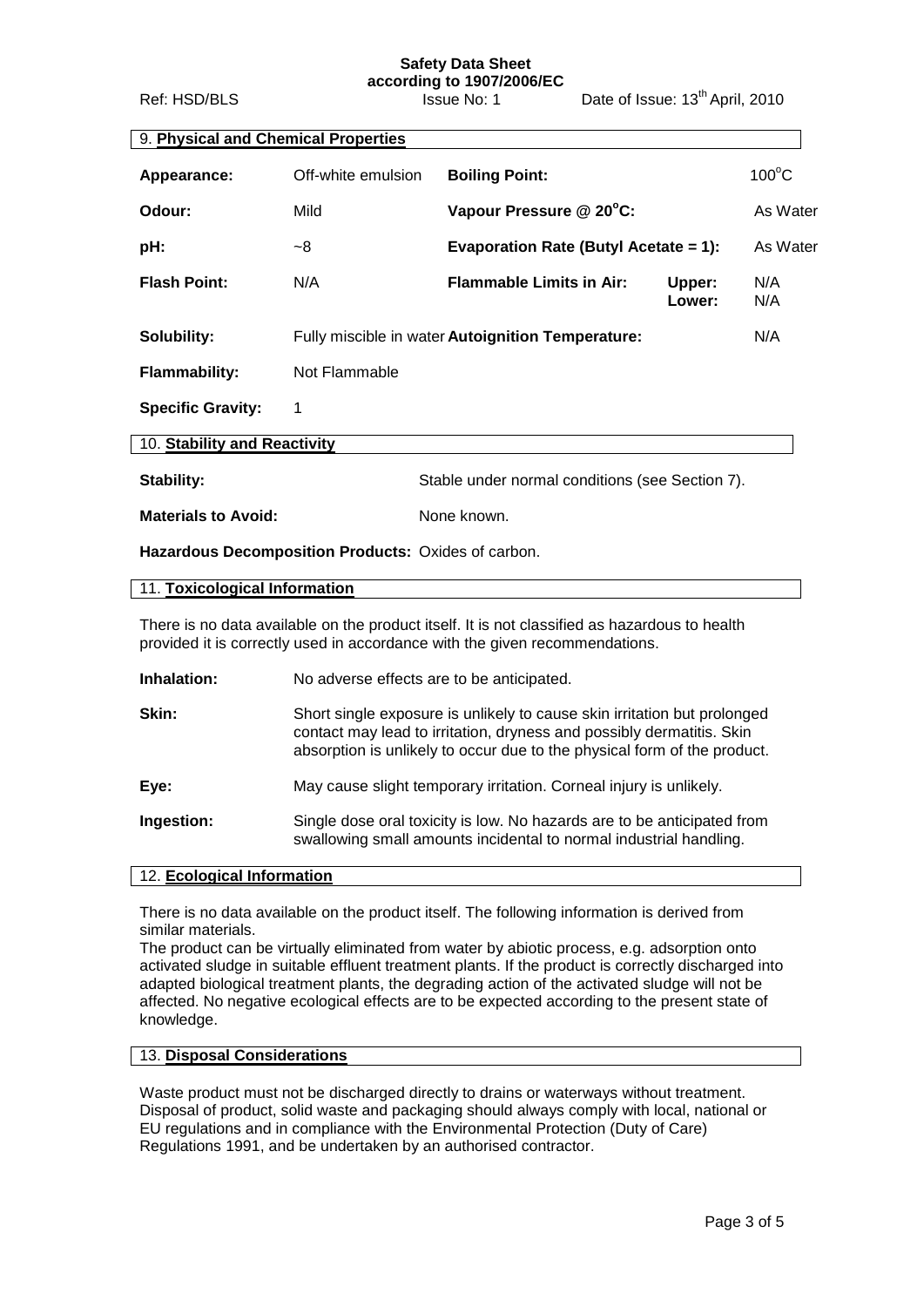## 9. Physical and Chemical Properties

| | | | | |
|---|---|---|---|---|
| **Appearance:** | Off-white emulsion | **Boiling Point:** | | 100°C |
| **Odour:** | Mild | **Vapour Pressure @ 20°C:** | | As Water |
| **pH:** | ~8 | **Evaporation Rate (Butyl Acetate = 1):** | | As Water |
| **Flash Point:** | N/A | **Flammable Limits in Air:** | **Upper:** | N/A |
| | | | **Lower:** | N/A |
| **Solubility:** | Fully miscible in water | **Autoignition Temperature:** | | N/A |
| **Flammability:** | Not Flammable | | | |
| **Specific Gravity:** | 1 | | | |

## 10. Stability and Reactivity

**Stability:** Stable under normal conditions (see Section 7).

**Materials to Avoid:** None known.

**Hazardous Decomposition Products:** Oxides of carbon.

## 11. Toxicological Information

There is no data available on the product itself. It is not classified as hazardous to health provided it is correctly used in accordance with the given recommendations.

**Inhalation:** No adverse effects are to be anticipated.

**Skin:** Short single exposure is unlikely to cause skin irritation but prolonged contact may lead to irritation, dryness and possibly dermatitis. Skin absorption is unlikely to occur due to the physical form of the product.

**Eye:** May cause slight temporary irritation. Corneal injury is unlikely.

**Ingestion:** Single dose oral toxicity is low. No hazards are to be anticipated from swallowing small amounts incidental to normal industrial handling.

## 12. Ecological Information

There is no data available on the product itself. The following information is derived from similar materials.

The product can be virtually eliminated from water by abiotic process, e.g. adsorption onto activated sludge in suitable effluent treatment plants. If the product is correctly discharged into adapted biological treatment plants, the degrading action of the activated sludge will not be affected. No negative ecological effects are to be expected according to the present state of knowledge.

## 13. Disposal Considerations

Waste product must not be discharged directly to drains or waterways without treatment. Disposal of product, solid waste and packaging should always comply with local, national or EU regulations and in compliance with the Environmental Protection (Duty of Care) Regulations 1991, and be undertaken by an authorised contractor.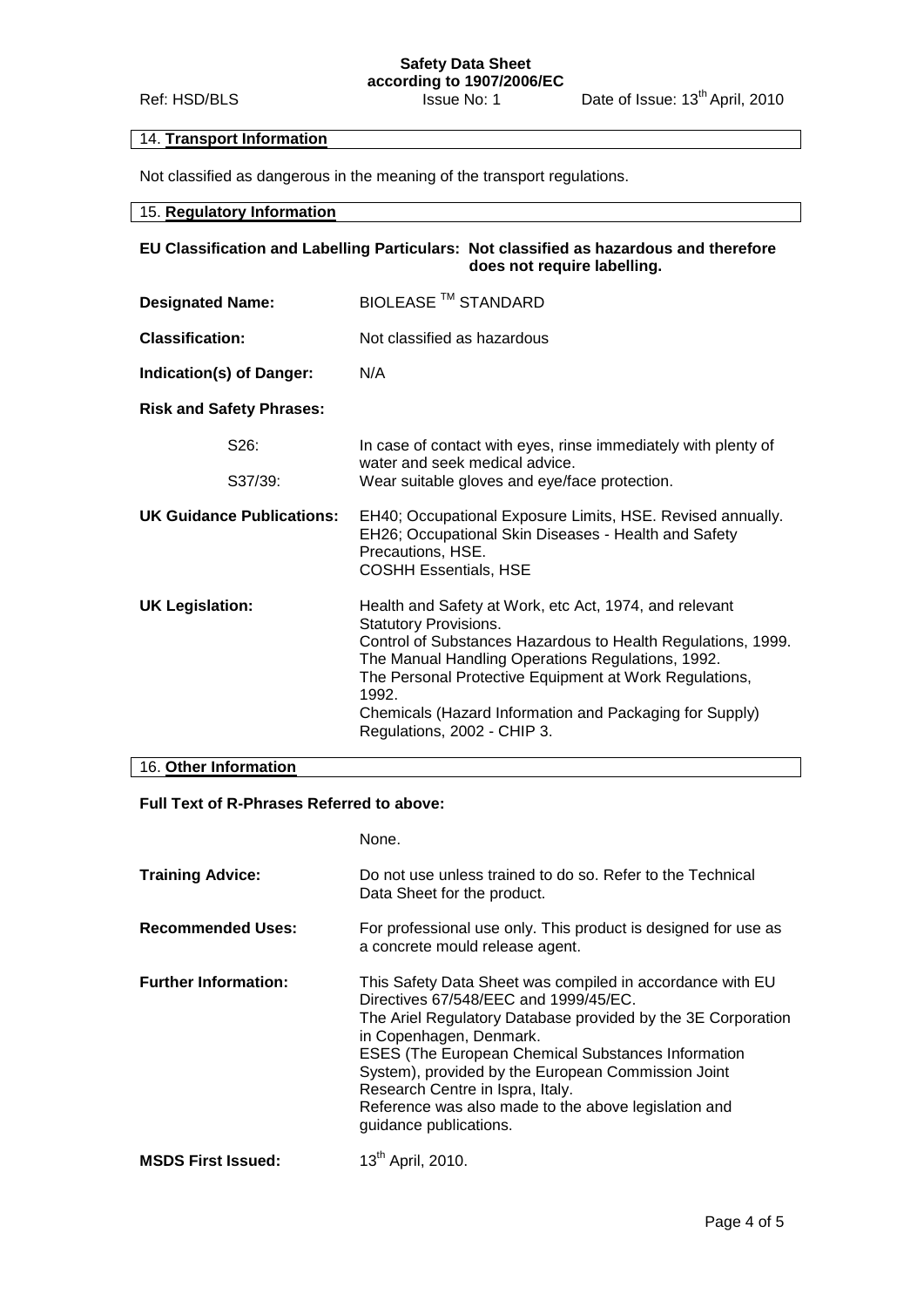## 14. Transport Information

Not classified as dangerous in the meaning of the transport regulations.

## 15. Regulatory Information

**EU Classification and Labelling Particulars: Not classified as hazardous and therefore does not require labelling.**

**Designated Name:** BIOLEASE ™ STANDARD

**Classification:** Not classified as hazardous

**Indication(s) of Danger:** N/A

**Risk and Safety Phrases:**

- S26: In case of contact with eyes, rinse immediately with plenty of water and seek medical advice.
- S37/39: Wear suitable gloves and eye/face protection.

**UK Guidance Publications:** EH40; Occupational Exposure Limits, HSE. Revised annually.
EH26; Occupational Skin Diseases - Health and Safety Precautions, HSE.
COSHH Essentials, HSE

**UK Legislation:** Health and Safety at Work, etc Act, 1974, and relevant Statutory Provisions.
Control of Substances Hazardous to Health Regulations, 1999.
The Manual Handling Operations Regulations, 1992.
The Personal Protective Equipment at Work Regulations, 1992.
Chemicals (Hazard Information and Packaging for Supply) Regulations, 2002 - CHIP 3.

## 16. Other Information

**Full Text of R-Phrases Referred to above:**

None.

**Training Advice:** Do not use unless trained to do so. Refer to the Technical Data Sheet for the product.

**Recommended Uses:** For professional use only. This product is designed for use as a concrete mould release agent.

**Further Information:** This Safety Data Sheet was compiled in accordance with EU Directives 67/548/EEC and 1999/45/EC.
The Ariel Regulatory Database provided by the 3E Corporation in Copenhagen, Denmark.
ESES (The European Chemical Substances Information System), provided by the European Commission Joint Research Centre in Ispra, Italy.
Reference was also made to the above legislation and guidance publications.

**MSDS First Issued:** 13th April, 2010.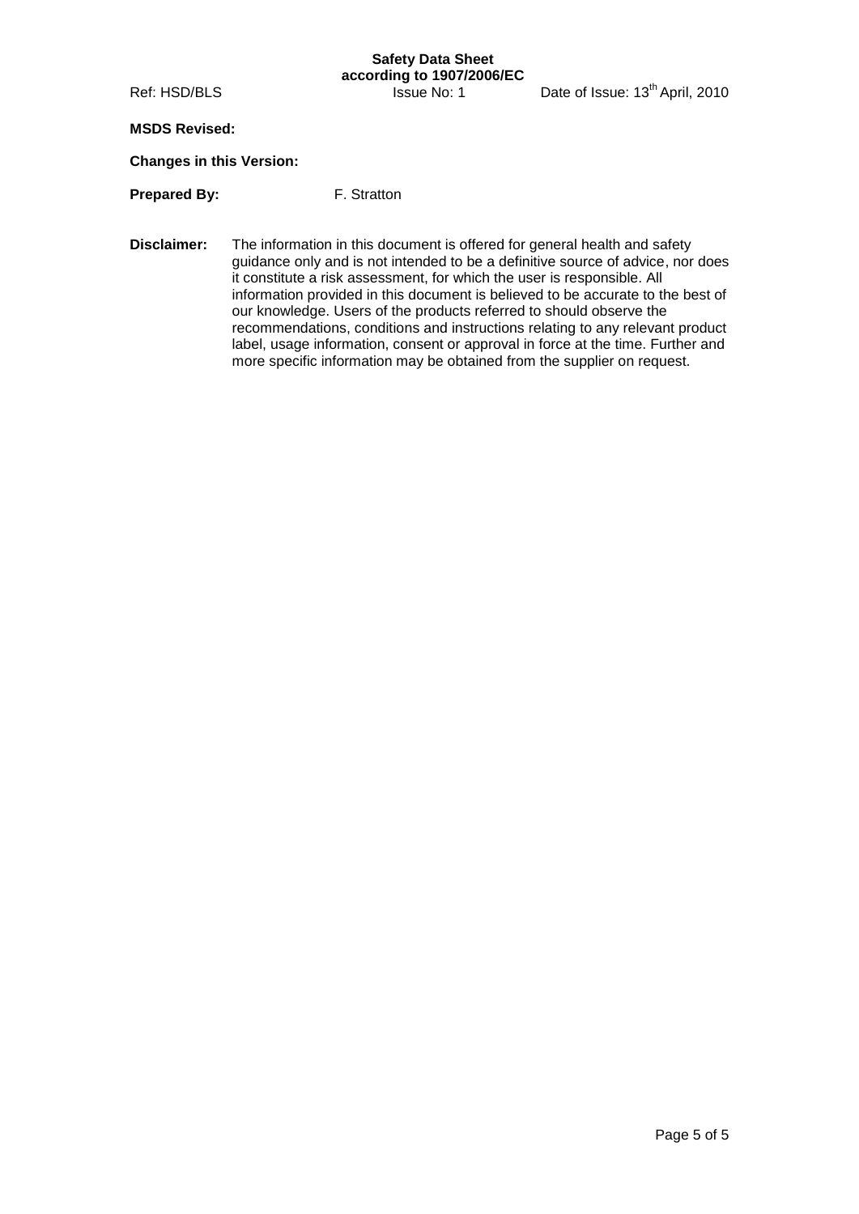**MSDS Revised:**

**Changes in this Version:**

**Prepared By:** F. Stratton

**Disclaimer:** The information in this document is offered for general health and safety guidance only and is not intended to be a definitive source of advice, nor does it constitute a risk assessment, for which the user is responsible. All information provided in this document is believed to be accurate to the best of our knowledge. Users of the products referred to should observe the recommendations, conditions and instructions relating to any relevant product label, usage information, consent or approval in force at the time. Further and more specific information may be obtained from the supplier on request.